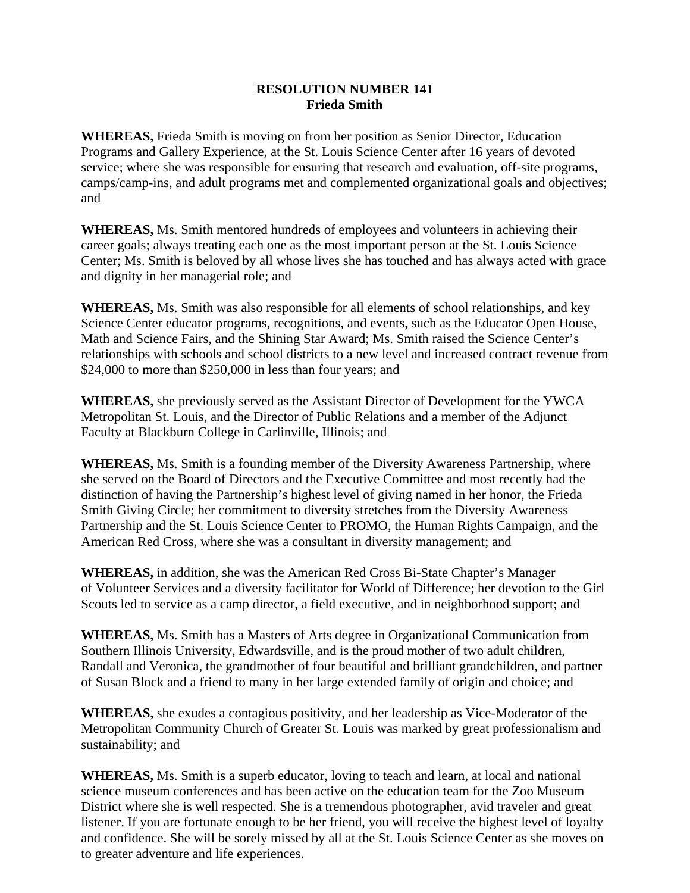**RESOLUTION NUMBER 141**
**Frieda Smith**

**WHEREAS,** Frieda Smith is moving on from her position as Senior Director, Education Programs and Gallery Experience, at the St. Louis Science Center after 16 years of devoted service; where she was responsible for ensuring that research and evaluation, off-site programs, camps/camp-ins, and adult programs met and complemented organizational goals and objectives; and

**WHEREAS,** Ms. Smith mentored hundreds of employees and volunteers in achieving their career goals; always treating each one as the most important person at the St. Louis Science Center; Ms. Smith is beloved by all whose lives she has touched and has always acted with grace and dignity in her managerial role; and

**WHEREAS,** Ms. Smith was also responsible for all elements of school relationships, and key Science Center educator programs, recognitions, and events, such as the Educator Open House, Math and Science Fairs, and the Shining Star Award; Ms. Smith raised the Science Center's relationships with schools and school districts to a new level and increased contract revenue from $24,000 to more than $250,000 in less than four years; and

**WHEREAS,** she previously served as the Assistant Director of Development for the YWCA Metropolitan St. Louis, and the Director of Public Relations and a member of the Adjunct Faculty at Blackburn College in Carlinville, Illinois; and

**WHEREAS,** Ms. Smith is a founding member of the Diversity Awareness Partnership, where she served on the Board of Directors and the Executive Committee and most recently had the distinction of having the Partnership's highest level of giving named in her honor, the Frieda Smith Giving Circle; her commitment to diversity stretches from the Diversity Awareness Partnership and the St. Louis Science Center to PROMO, the Human Rights Campaign, and the American Red Cross, where she was a consultant in diversity management; and

**WHEREAS,** in addition, she was the American Red Cross Bi-State Chapter's Manager of Volunteer Services and a diversity facilitator for World of Difference; her devotion to the Girl Scouts led to service as a camp director, a field executive, and in neighborhood support; and

**WHEREAS,** Ms. Smith has a Masters of Arts degree in Organizational Communication from Southern Illinois University, Edwardsville, and is the proud mother of two adult children, Randall and Veronica, the grandmother of four beautiful and brilliant grandchildren, and partner of Susan Block and a friend to many in her large extended family of origin and choice; and

**WHEREAS,** she exudes a contagious positivity, and her leadership as Vice-Moderator of the Metropolitan Community Church of Greater St. Louis was marked by great professionalism and sustainability; and

**WHEREAS,** Ms. Smith is a superb educator, loving to teach and learn, at local and national science museum conferences and has been active on the education team for the Zoo Museum District where she is well respected. She is a tremendous photographer, avid traveler and great listener. If you are fortunate enough to be her friend, you will receive the highest level of loyalty and confidence. She will be sorely missed by all at the St. Louis Science Center as she moves on to greater adventure and life experiences.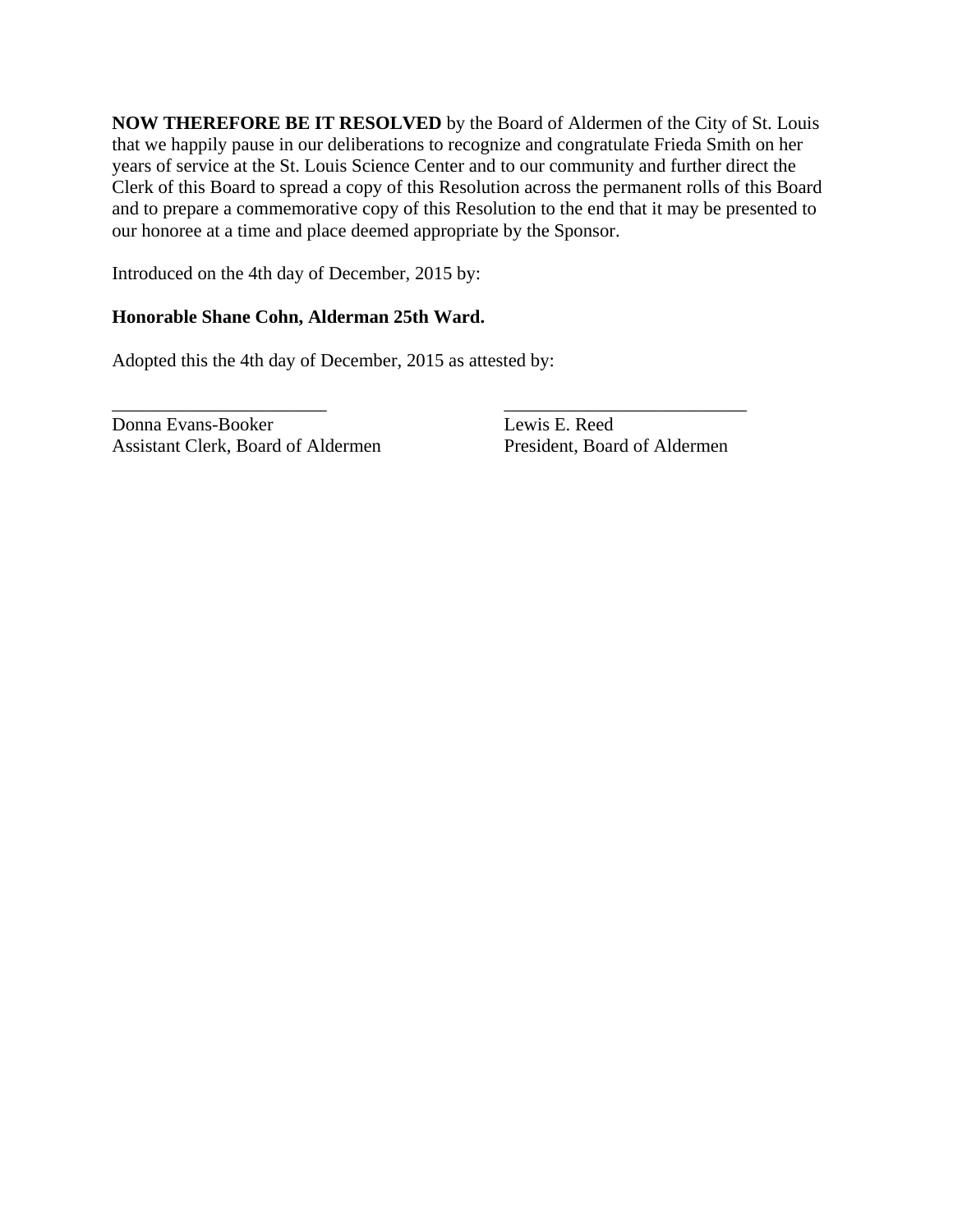**NOW THEREFORE BE IT RESOLVED** by the Board of Aldermen of the City of St. Louis that we happily pause in our deliberations to recognize and congratulate Frieda Smith on her years of service at the St. Louis Science Center and to our community and further direct the Clerk of this Board to spread a copy of this Resolution across the permanent rolls of this Board and to prepare a commemorative copy of this Resolution to the end that it may be presented to our honoree at a time and place deemed appropriate by the Sponsor.

Introduced on the 4th day of December, 2015 by:

**Honorable Shane Cohn, Alderman 25th Ward.**

Adopted this the 4th day of December, 2015 as attested by:

| | |
|---|---|
| _______________________ | __________________________ |
| Donna Evans-Booker | Lewis E. Reed |
| Assistant Clerk, Board of Aldermen | President, Board of Aldermen |